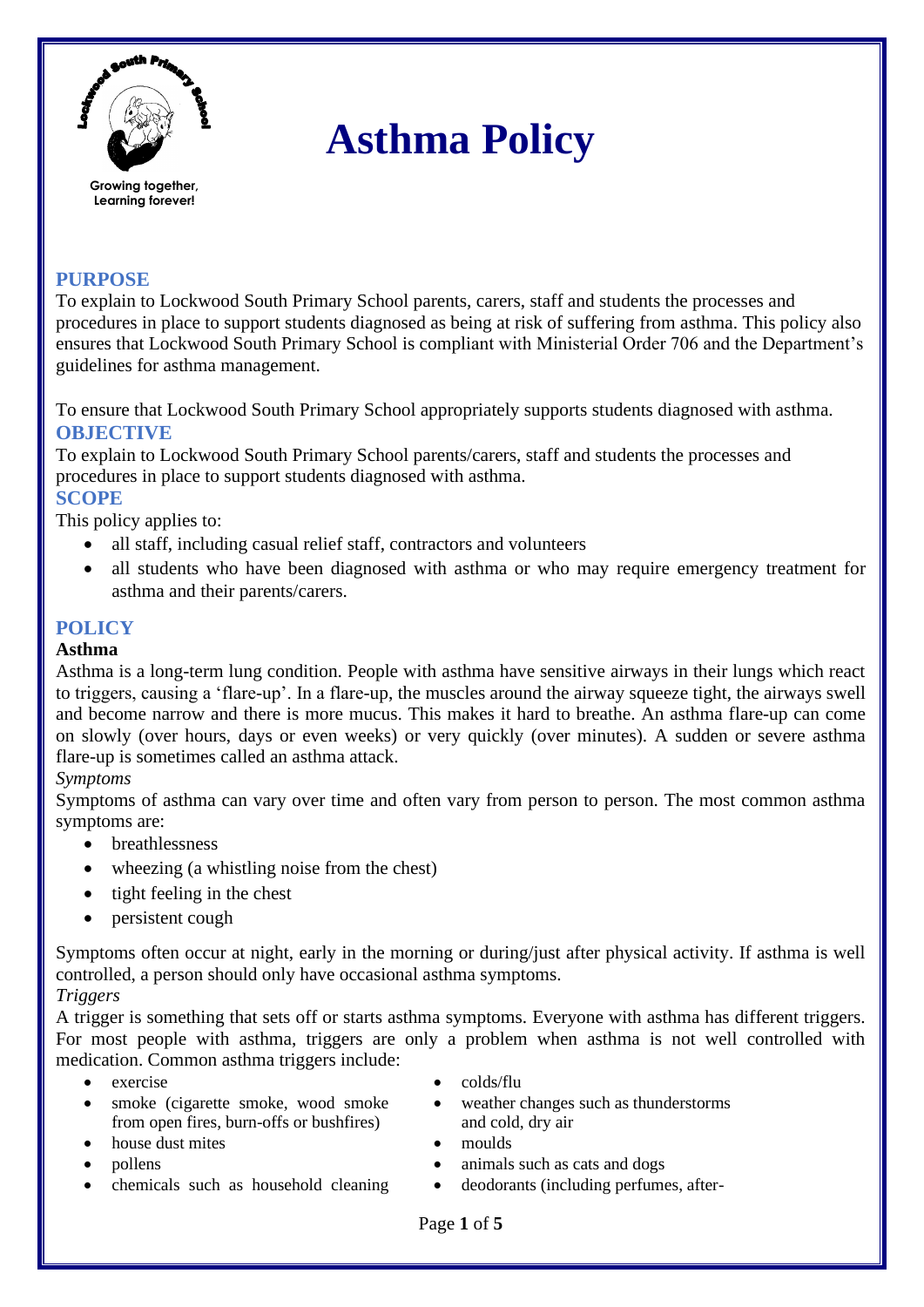Growing together, Learning forever!

# Asthma Policy

## PURPOSE

To explain to Lockwood South Primary School parents, carers, staff and students the processes and procedures in place to support students diagnosed as being at risk of suffering from asthma. This policy also ensures that Lockwood South Primary School is compliant with Ministerial Order 706 and the Department's guidelines for asthma management.

To ensure that Lockwood South Primary School appropriately supports students diagnosed with asthma.

## OBJECTIVE

To explain to Lockwood South Primary School parents/carers, staff and students the processes and procedures in place to support students diagnosed with asthma.

## SCOPE

This policy applies to:

- all staff, including casual relief staff, contractors and volunteers
- all students who have been diagnosed with asthma or who may require emergency treatment for asthma and their parents/carers.

## POLICY

### Asthma

Asthma is a long-term lung condition. People with asthma have sensitive airways in their lungs which react to triggers, causing a 'flare-up'. In a flare-up, the muscles around the airway squeeze tight, the airways swell and become narrow and there is more mucus. This makes it hard to breathe. An asthma flare-up can come on slowly (over hours, days or even weeks) or very quickly (over minutes). A sudden or severe asthma flare-up is sometimes called an asthma attack.

*Symptoms*

Symptoms of asthma can vary over time and often vary from person to person. The most common asthma symptoms are:

- breathlessness
- wheezing (a whistling noise from the chest)
- tight feeling in the chest
- persistent cough

Symptoms often occur at night, early in the morning or during/just after physical activity. If asthma is well controlled, a person should only have occasional asthma symptoms.

*Triggers*

A trigger is something that sets off or starts asthma symptoms. Everyone with asthma has different triggers. For most people with asthma, triggers are only a problem when asthma is not well controlled with medication. Common asthma triggers include:

- exercise
- smoke (cigarette smoke, wood smoke from open fires, burn-offs or bushfires)
- house dust mites
- pollens
- chemicals such as household cleaning
- colds/flu
- weather changes such as thunderstorms and cold, dry air
- moulds
- animals such as cats and dogs
- deodorants (including perfumes, after-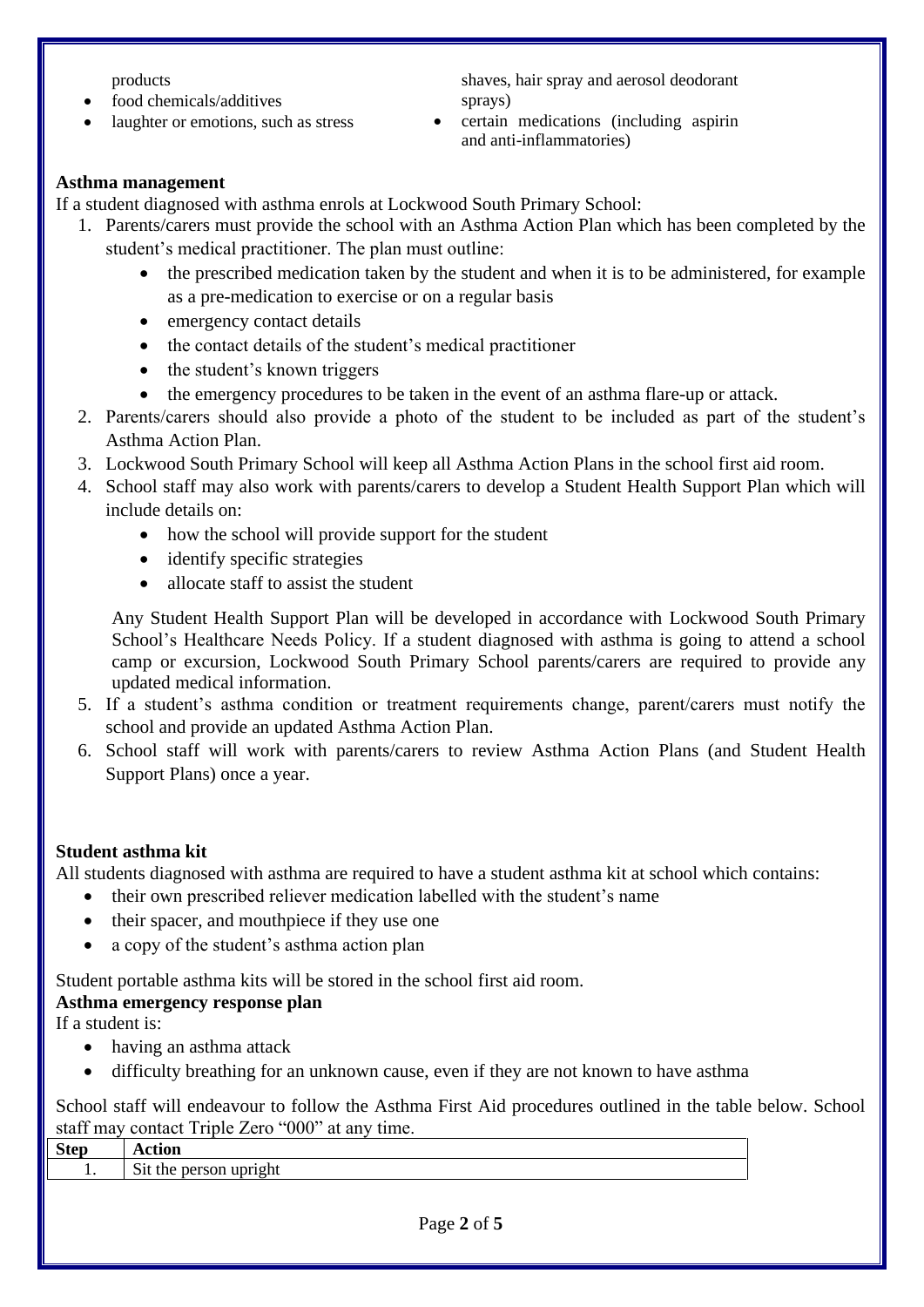- products
- food chemicals/additives
- laughter or emotions, such as stress
- shaves, hair spray and aerosol deodorant sprays)
- certain medications (including aspirin and anti-inflammatories)

**Asthma management**

If a student diagnosed with asthma enrols at Lockwood South Primary School:

1. Parents/carers must provide the school with an Asthma Action Plan which has been completed by the student's medical practitioner. The plan must outline:
   - the prescribed medication taken by the student and when it is to be administered, for example as a pre-medication to exercise or on a regular basis
   - emergency contact details
   - the contact details of the student's medical practitioner
   - the student's known triggers
   - the emergency procedures to be taken in the event of an asthma flare-up or attack.
2. Parents/carers should also provide a photo of the student to be included as part of the student's Asthma Action Plan.
3. Lockwood South Primary School will keep all Asthma Action Plans in the school first aid room.
4. School staff may also work with parents/carers to develop a Student Health Support Plan which will include details on:
   - how the school will provide support for the student
   - identify specific strategies
   - allocate staff to assist the student

   Any Student Health Support Plan will be developed in accordance with Lockwood South Primary School's Healthcare Needs Policy. If a student diagnosed with asthma is going to attend a school camp or excursion, Lockwood South Primary School parents/carers are required to provide any updated medical information.
5. If a student's asthma condition or treatment requirements change, parent/carers must notify the school and provide an updated Asthma Action Plan.
6. School staff will work with parents/carers to review Asthma Action Plans (and Student Health Support Plans) once a year.

**Student asthma kit**

All students diagnosed with asthma are required to have a student asthma kit at school which contains:

- their own prescribed reliever medication labelled with the student's name
- their spacer, and mouthpiece if they use one
- a copy of the student's asthma action plan

Student portable asthma kits will be stored in the school first aid room.

**Asthma emergency response plan**

If a student is:

- having an asthma attack
- difficulty breathing for an unknown cause, even if they are not known to have asthma

School staff will endeavour to follow the Asthma First Aid procedures outlined in the table below. School staff may contact Triple Zero "000" at any time.

| Step | Action |
|---|---|
| 1. | Sit the person upright |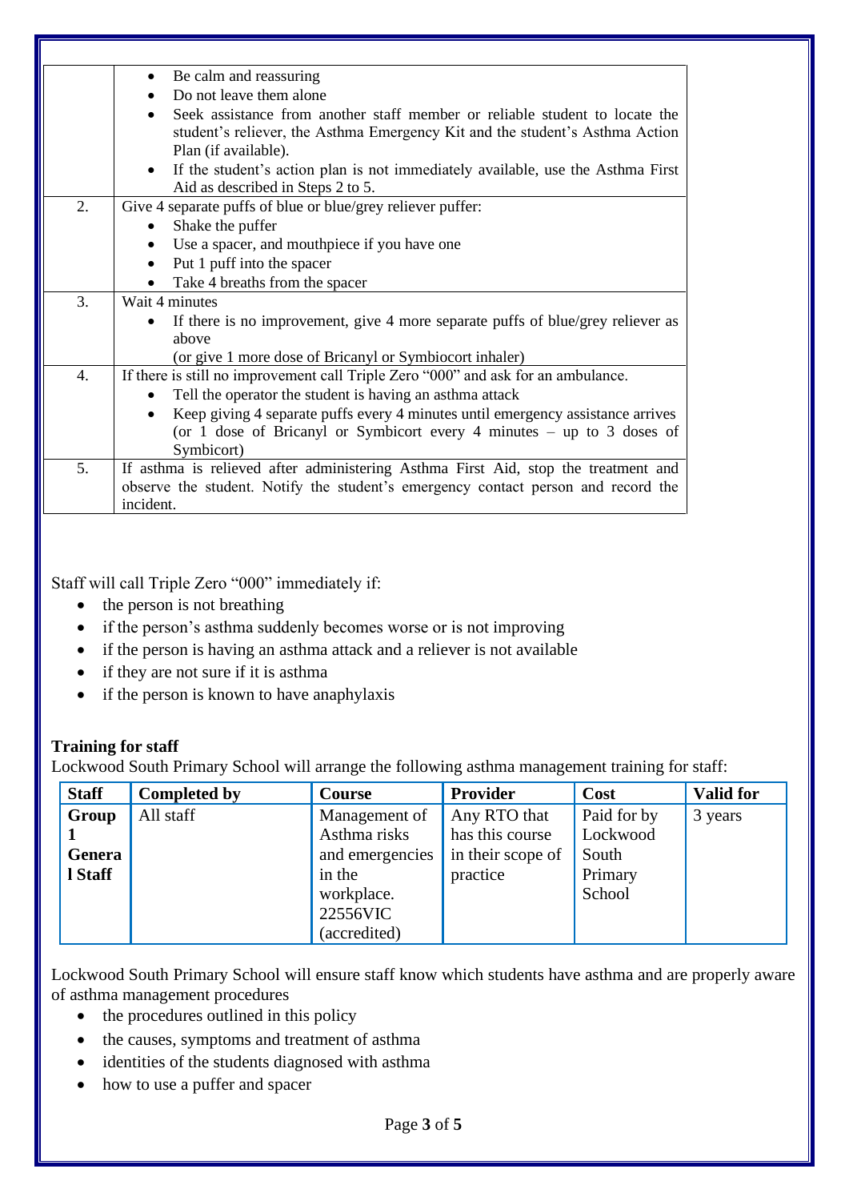| | |
|---|---|
| | • Be calm and reassuring<br>• Do not leave them alone<br>• Seek assistance from another staff member or reliable student to locate the student's reliever, the Asthma Emergency Kit and the student's Asthma Action Plan (if available).<br>• If the student's action plan is not immediately available, use the Asthma First Aid as described in Steps 2 to 5. |
| 2. | Give 4 separate puffs of blue or blue/grey reliever puffer:<br>• Shake the puffer<br>• Use a spacer, and mouthpiece if you have one<br>• Put 1 puff into the spacer<br>• Take 4 breaths from the spacer |
| 3. | Wait 4 minutes<br>• If there is no improvement, give 4 more separate puffs of blue/grey reliever as above<br>(or give 1 more dose of Bricanyl or Symbiocort inhaler) |
| 4. | If there is still no improvement call Triple Zero "000" and ask for an ambulance.<br>• Tell the operator the student is having an asthma attack<br>• Keep giving 4 separate puffs every 4 minutes until emergency assistance arrives (or 1 dose of Bricanyl or Symbicort every 4 minutes – up to 3 doses of Symbicort) |
| 5. | If asthma is relieved after administering Asthma First Aid, stop the treatment and observe the student. Notify the student's emergency contact person and record the incident. |

Staff will call Triple Zero "000" immediately if:

- the person is not breathing
- if the person's asthma suddenly becomes worse or is not improving
- if the person is having an asthma attack and a reliever is not available
- if they are not sure if it is asthma
- if the person is known to have anaphylaxis

**Training for staff**

Lockwood South Primary School will arrange the following asthma management training for staff:

| Staff | Completed by | Course | Provider | Cost | Valid for |
|---|---|---|---|---|---|
| **Group 1 General Staff** | All staff | Management of Asthma risks and emergencies in the workplace. 22556VIC (accredited) | Any RTO that has this course in their scope of practice | Paid for by Lockwood South Primary School | 3 years |

Lockwood South Primary School will ensure staff know which students have asthma and are properly aware of asthma management procedures

- the procedures outlined in this policy
- the causes, symptoms and treatment of asthma
- identities of the students diagnosed with asthma
- how to use a puffer and spacer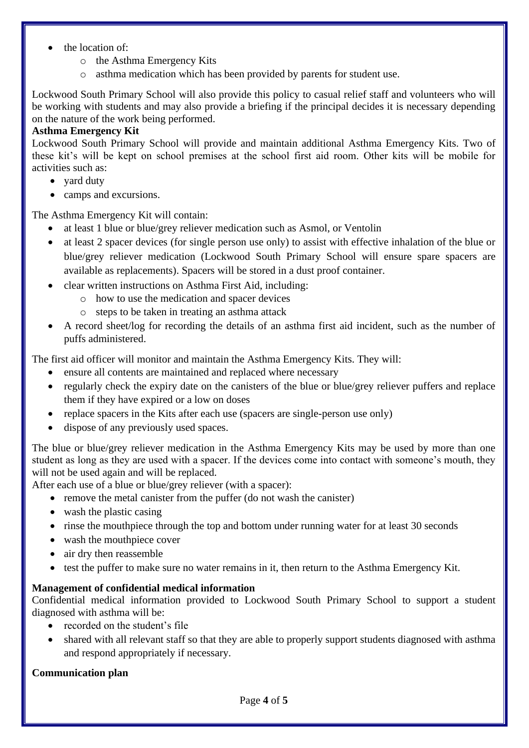- the location of:
    - the Asthma Emergency Kits
    - asthma medication which has been provided by parents for student use.

Lockwood South Primary School will also provide this policy to casual relief staff and volunteers who will be working with students and may also provide a briefing if the principal decides it is necessary depending on the nature of the work being performed.

**Asthma Emergency Kit**

Lockwood South Primary School will provide and maintain additional Asthma Emergency Kits. Two of these kit's will be kept on school premises at the school first aid room. Other kits will be mobile for activities such as:

- yard duty
- camps and excursions.

The Asthma Emergency Kit will contain:

- at least 1 blue or blue/grey reliever medication such as Asmol, or Ventolin
- at least 2 spacer devices (for single person use only) to assist with effective inhalation of the blue or blue/grey reliever medication (Lockwood South Primary School will ensure spare spacers are available as replacements). Spacers will be stored in a dust proof container.
- clear written instructions on Asthma First Aid, including:
    - how to use the medication and spacer devices
    - steps to be taken in treating an asthma attack
- A record sheet/log for recording the details of an asthma first aid incident, such as the number of puffs administered.

The first aid officer will monitor and maintain the Asthma Emergency Kits. They will:

- ensure all contents are maintained and replaced where necessary
- regularly check the expiry date on the canisters of the blue or blue/grey reliever puffers and replace them if they have expired or a low on doses
- replace spacers in the Kits after each use (spacers are single-person use only)
- dispose of any previously used spaces.

The blue or blue/grey reliever medication in the Asthma Emergency Kits may be used by more than one student as long as they are used with a spacer. If the devices come into contact with someone's mouth, they will not be used again and will be replaced.

After each use of a blue or blue/grey reliever (with a spacer):

- remove the metal canister from the puffer (do not wash the canister)
- wash the plastic casing
- rinse the mouthpiece through the top and bottom under running water for at least 30 seconds
- wash the mouthpiece cover
- air dry then reassemble
- test the puffer to make sure no water remains in it, then return to the Asthma Emergency Kit.

**Management of confidential medical information**

Confidential medical information provided to Lockwood South Primary School to support a student diagnosed with asthma will be:

- recorded on the student's file
- shared with all relevant staff so that they are able to properly support students diagnosed with asthma and respond appropriately if necessary.

**Communication plan**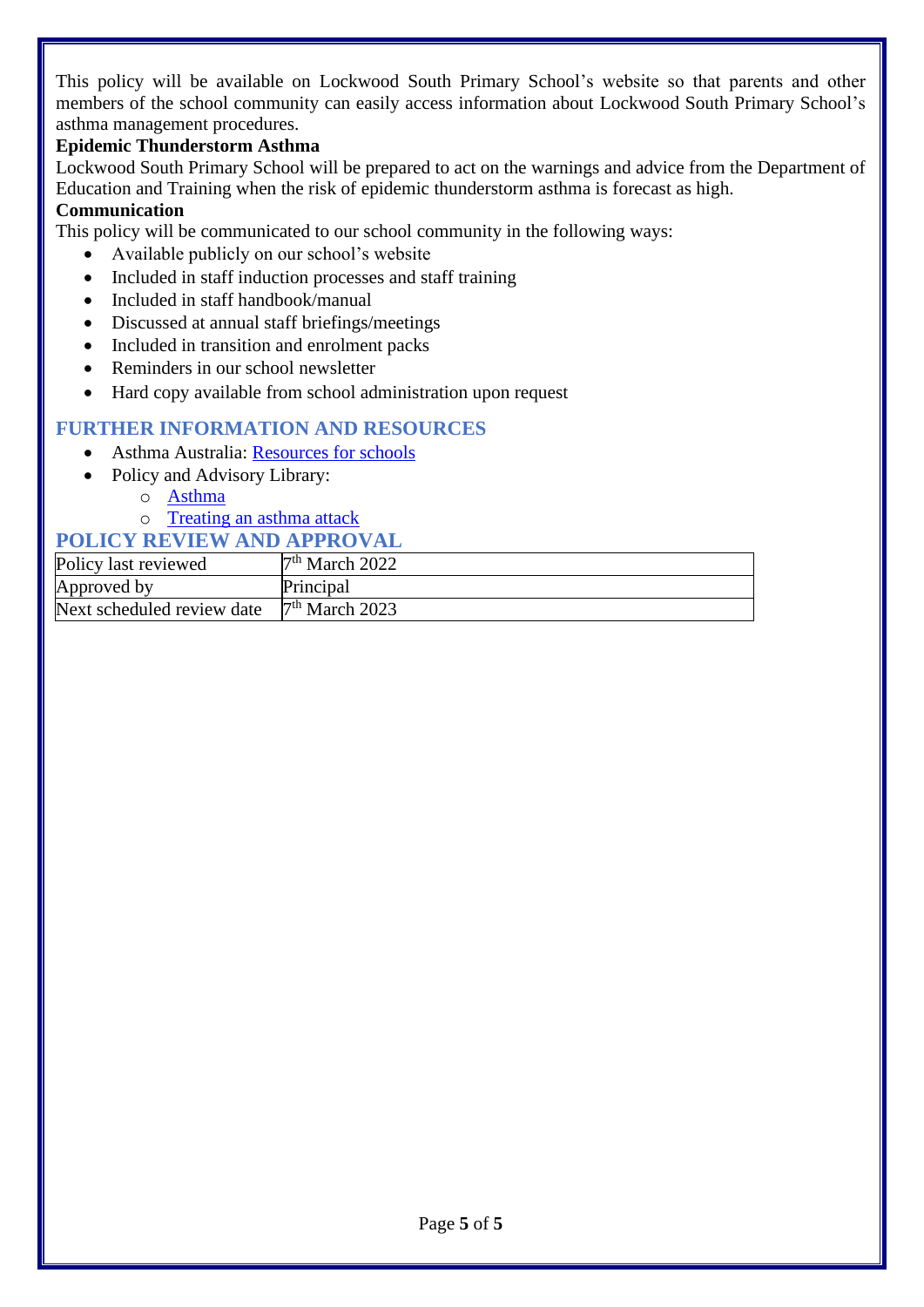This policy will be available on Lockwood South Primary School's website so that parents and other members of the school community can easily access information about Lockwood South Primary School's asthma management procedures.

**Epidemic Thunderstorm Asthma**

Lockwood South Primary School will be prepared to act on the warnings and advice from the Department of Education and Training when the risk of epidemic thunderstorm asthma is forecast as high.

**Communication**

This policy will be communicated to our school community in the following ways:

- Available publicly on our school's website
- Included in staff induction processes and staff training
- Included in staff handbook/manual
- Discussed at annual staff briefings/meetings
- Included in transition and enrolment packs
- Reminders in our school newsletter
- Hard copy available from school administration upon request

## FURTHER INFORMATION AND RESOURCES

- Asthma Australia: Resources for schools
- Policy and Advisory Library:
  - Asthma
  - Treating an asthma attack

## POLICY REVIEW AND APPROVAL

| | |
|---|---|
| Policy last reviewed | 7th March 2022 |
| Approved by | Principal |
| Next scheduled review date | 7th March 2023 |